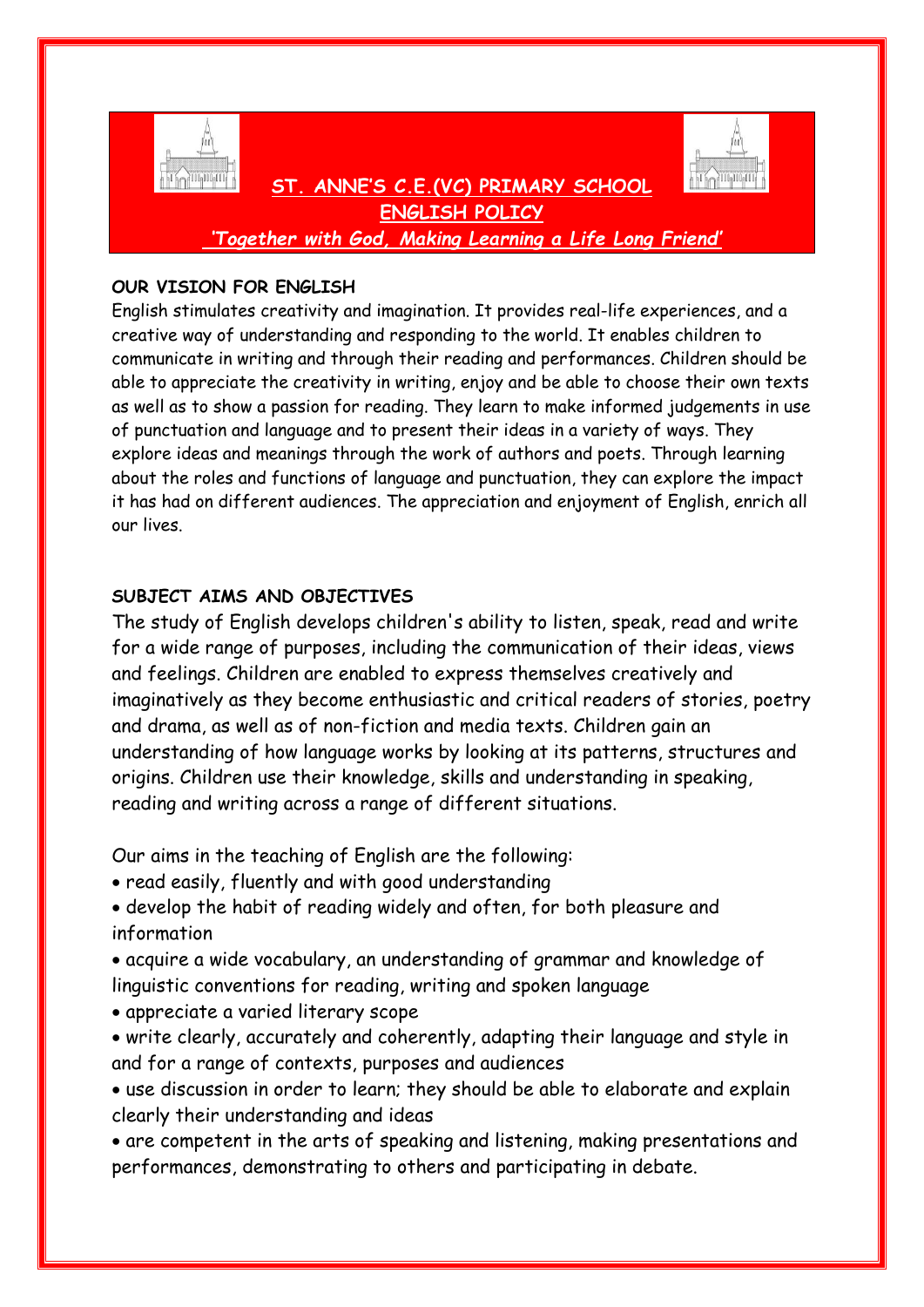# ST. ANNE'S C.E.(VC) PRIMARY SCHOOL

## ENGLISH POLICY

*'Together with God, Making Learning a Life Long Friend'*

**OUR VISION FOR ENGLISH**

English stimulates creativity and imagination. It provides real-life experiences, and a creative way of understanding and responding to the world. It enables children to communicate in writing and through their reading and performances. Children should be able to appreciate the creativity in writing, enjoy and be able to choose their own texts as well as to show a passion for reading. They learn to make informed judgements in use of punctuation and language and to present their ideas in a variety of ways. They explore ideas and meanings through the work of authors and poets. Through learning about the roles and functions of language and punctuation, they can explore the impact it has had on different audiences. The appreciation and enjoyment of English, enrich all our lives.

**SUBJECT AIMS AND OBJECTIVES**

The study of English develops children's ability to listen, speak, read and write for a wide range of purposes, including the communication of their ideas, views and feelings. Children are enabled to express themselves creatively and imaginatively as they become enthusiastic and critical readers of stories, poetry and drama, as well as of non-fiction and media texts. Children gain an understanding of how language works by looking at its patterns, structures and origins. Children use their knowledge, skills and understanding in speaking, reading and writing across a range of different situations.

Our aims in the teaching of English are the following:

- read easily, fluently and with good understanding
- develop the habit of reading widely and often, for both pleasure and information
- acquire a wide vocabulary, an understanding of grammar and knowledge of linguistic conventions for reading, writing and spoken language
- appreciate a varied literary scope
- write clearly, accurately and coherently, adapting their language and style in and for a range of contexts, purposes and audiences
- use discussion in order to learn; they should be able to elaborate and explain clearly their understanding and ideas
- are competent in the arts of speaking and listening, making presentations and performances, demonstrating to others and participating in debate.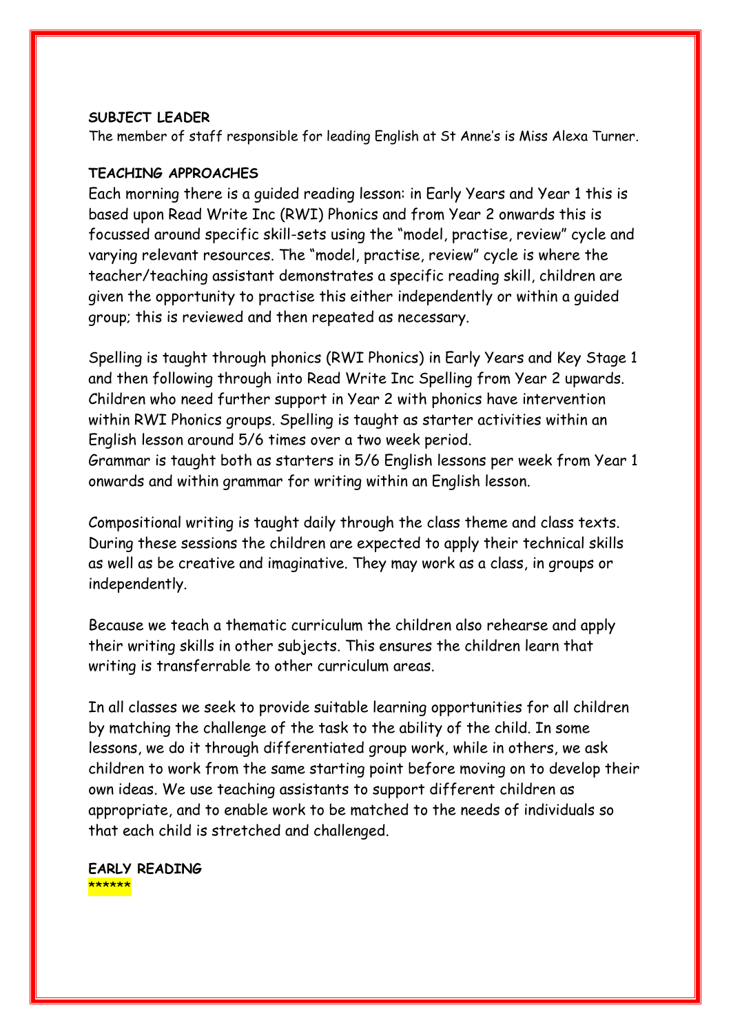**SUBJECT LEADER**

The member of staff responsible for leading English at St Anne's is Miss Alexa Turner.

**TEACHING APPROACHES**

Each morning there is a guided reading lesson: in Early Years and Year 1 this is based upon Read Write Inc (RWI) Phonics and from Year 2 onwards this is focussed around specific skill-sets using the "model, practise, review" cycle and varying relevant resources. The "model, practise, review" cycle is where the teacher/teaching assistant demonstrates a specific reading skill, children are given the opportunity to practise this either independently or within a guided group; this is reviewed and then repeated as necessary.

Spelling is taught through phonics (RWI Phonics) in Early Years and Key Stage 1 and then following through into Read Write Inc Spelling from Year 2 upwards. Children who need further support in Year 2 with phonics have intervention within RWI Phonics groups. Spelling is taught as starter activities within an English lesson around 5/6 times over a two week period.
Grammar is taught both as starters in 5/6 English lessons per week from Year 1 onwards and within grammar for writing within an English lesson.

Compositional writing is taught daily through the class theme and class texts. During these sessions the children are expected to apply their technical skills as well as be creative and imaginative. They may work as a class, in groups or independently.

Because we teach a thematic curriculum the children also rehearse and apply their writing skills in other subjects. This ensures the children learn that writing is transferrable to other curriculum areas.

In all classes we seek to provide suitable learning opportunities for all children by matching the challenge of the task to the ability of the child. In some lessons, we do it through differentiated group work, while in others, we ask children to work from the same starting point before moving on to develop their own ideas. We use teaching assistants to support different children as appropriate, and to enable work to be matched to the needs of individuals so that each child is stretched and challenged.

**EARLY READING**

******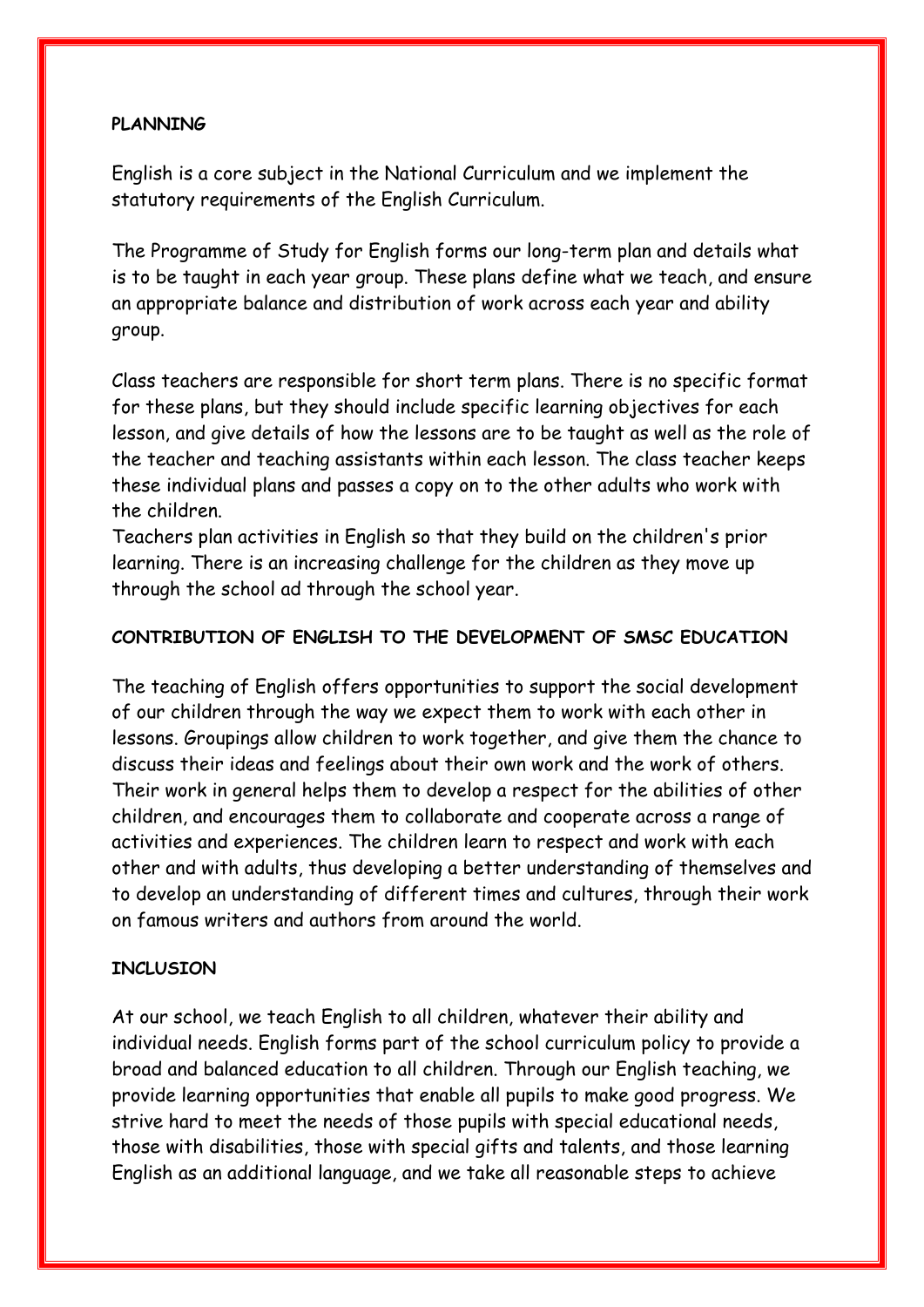**PLANNING**

English is a core subject in the National Curriculum and we implement the statutory requirements of the English Curriculum.

The Programme of Study for English forms our long-term plan and details what is to be taught in each year group. These plans define what we teach, and ensure an appropriate balance and distribution of work across each year and ability group.

Class teachers are responsible for short term plans. There is no specific format for these plans, but they should include specific learning objectives for each lesson, and give details of how the lessons are to be taught as well as the role of the teacher and teaching assistants within each lesson. The class teacher keeps these individual plans and passes a copy on to the other adults who work with the children.
Teachers plan activities in English so that they build on the children's prior learning. There is an increasing challenge for the children as they move up through the school ad through the school year.

**CONTRIBUTION OF ENGLISH TO THE DEVELOPMENT OF SMSC EDUCATION**

The teaching of English offers opportunities to support the social development of our children through the way we expect them to work with each other in lessons. Groupings allow children to work together, and give them the chance to discuss their ideas and feelings about their own work and the work of others. Their work in general helps them to develop a respect for the abilities of other children, and encourages them to collaborate and cooperate across a range of activities and experiences. The children learn to respect and work with each other and with adults, thus developing a better understanding of themselves and to develop an understanding of different times and cultures, through their work on famous writers and authors from around the world.

**INCLUSION**

At our school, we teach English to all children, whatever their ability and individual needs. English forms part of the school curriculum policy to provide a broad and balanced education to all children. Through our English teaching, we provide learning opportunities that enable all pupils to make good progress. We strive hard to meet the needs of those pupils with special educational needs, those with disabilities, those with special gifts and talents, and those learning English as an additional language, and we take all reasonable steps to achieve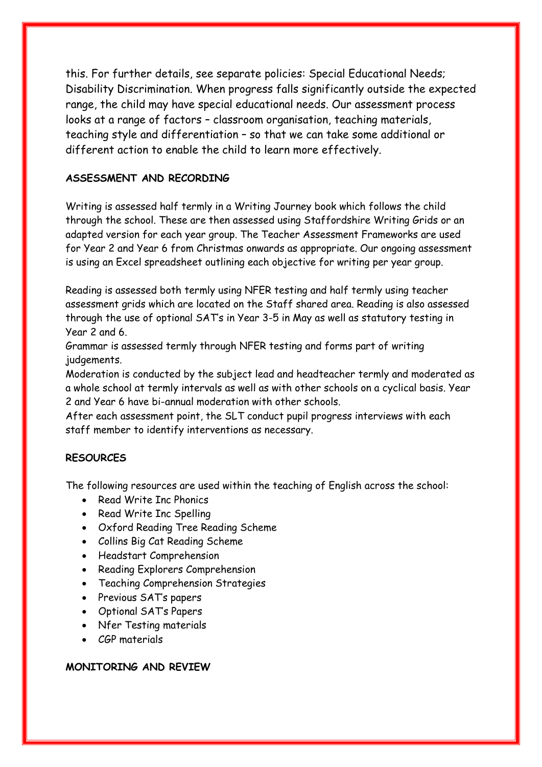this. For further details, see separate policies: Special Educational Needs; Disability Discrimination. When progress falls significantly outside the expected range, the child may have special educational needs. Our assessment process looks at a range of factors – classroom organisation, teaching materials, teaching style and differentiation – so that we can take some additional or different action to enable the child to learn more effectively.

## ASSESSMENT AND RECORDING

Writing is assessed half termly in a Writing Journey book which follows the child through the school. These are then assessed using Staffordshire Writing Grids or an adapted version for each year group. The Teacher Assessment Frameworks are used for Year 2 and Year 6 from Christmas onwards as appropriate. Our ongoing assessment is using an Excel spreadsheet outlining each objective for writing per year group.

Reading is assessed both termly using NFER testing and half termly using teacher assessment grids which are located on the Staff shared area. Reading is also assessed through the use of optional SAT's in Year 3-5 in May as well as statutory testing in Year 2 and 6.
Grammar is assessed termly through NFER testing and forms part of writing judgements.
Moderation is conducted by the subject lead and headteacher termly and moderated as a whole school at termly intervals as well as with other schools on a cyclical basis. Year 2 and Year 6 have bi-annual moderation with other schools.
After each assessment point, the SLT conduct pupil progress interviews with each staff member to identify interventions as necessary.

## RESOURCES

The following resources are used within the teaching of English across the school:

- Read Write Inc Phonics
- Read Write Inc Spelling
- Oxford Reading Tree Reading Scheme
- Collins Big Cat Reading Scheme
- Headstart Comprehension
- Reading Explorers Comprehension
- Teaching Comprehension Strategies
- Previous SAT's papers
- Optional SAT's Papers
- Nfer Testing materials
- CGP materials

## MONITORING AND REVIEW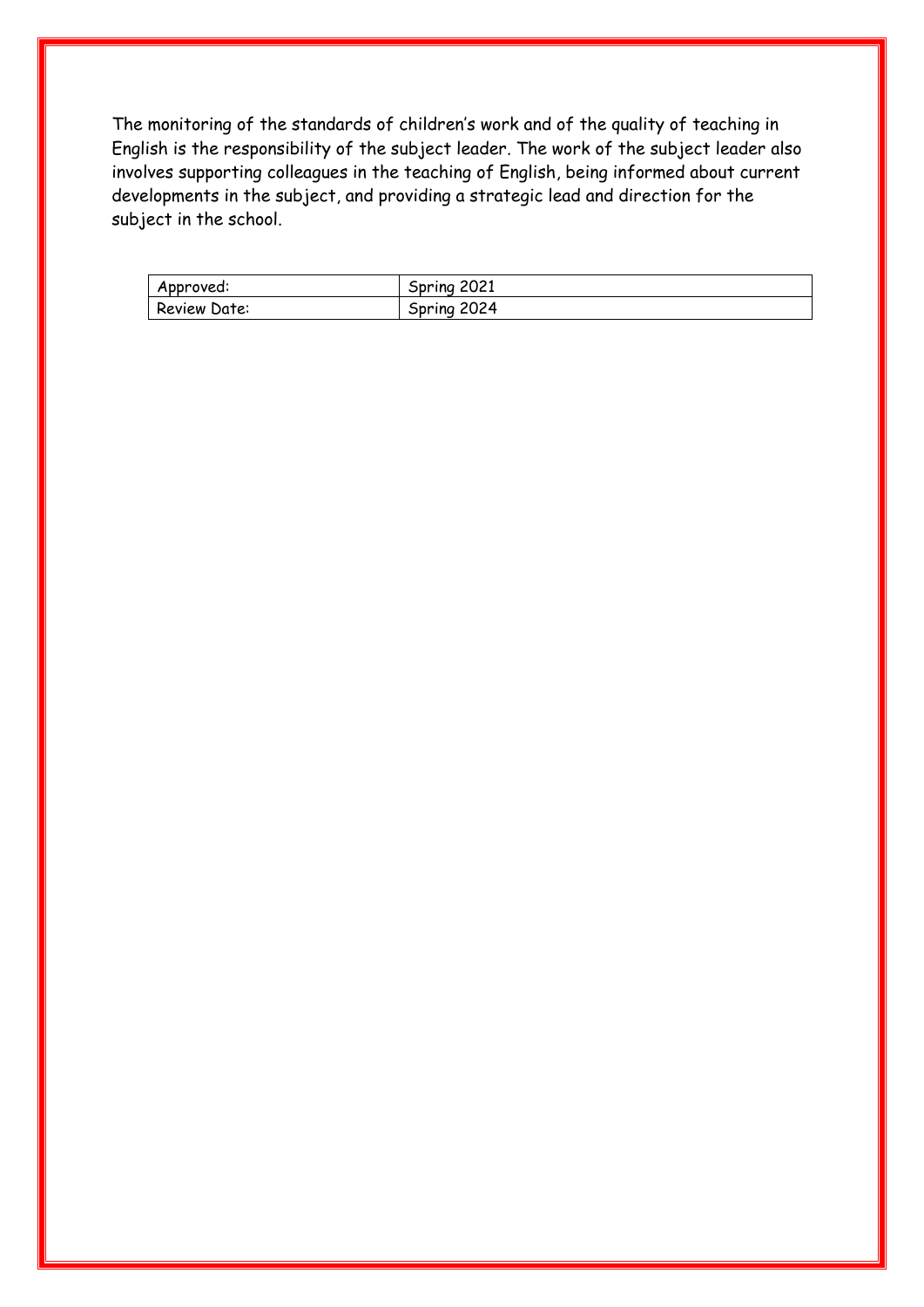The monitoring of the standards of children's work and of the quality of teaching in English is the responsibility of the subject leader. The work of the subject leader also involves supporting colleagues in the teaching of English, being informed about current developments in the subject, and providing a strategic lead and direction for the subject in the school.

| | |
|---|---|
| Approved: | Spring 2021 |
| Review Date: | Spring 2024 |